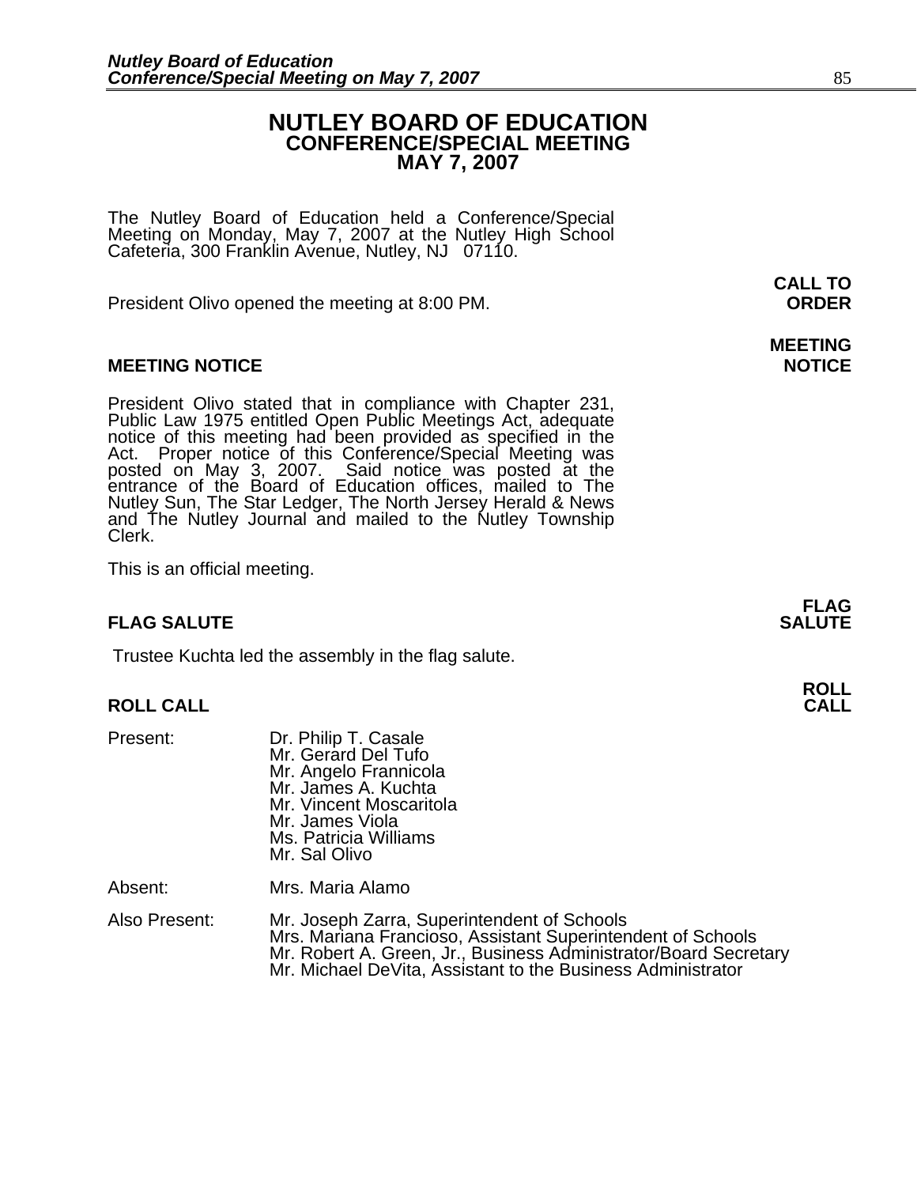# NUTLEY BOARD OF EDUCATION
## CONFERENCE/SPECIAL MEETING
## MAY 7, 2007

The Nutley Board of Education held a Conference/Special Meeting on Monday, May 7, 2007 at the Nutley High School Cafeteria, 300 Franklin Avenue, Nutley, NJ 07110.

**CALL TO ORDER**

President Olivo opened the meeting at 8:00 PM.

**MEETING NOTICE**

President Olivo stated that in compliance with Chapter 231, Public Law 1975 entitled Open Public Meetings Act, adequate notice of this meeting had been provided as specified in the Act. Proper notice of this Conference/Special Meeting was posted on May 3, 2007. Said notice was posted at the entrance of the Board of Education offices, mailed to The Nutley Sun, The Star Ledger, The North Jersey Herald & News and The Nutley Journal and mailed to the Nutley Township Clerk.

This is an official meeting.

**FLAG SALUTE**

Trustee Kuchta led the assembly in the flag salute.

**ROLL CALL**

Present:
- Dr. Philip T. Casale
- Mr. Gerard Del Tufo
- Mr. Angelo Frannicola
- Mr. James A. Kuchta
- Mr. Vincent Moscaritola
- Mr. James Viola
- Ms. Patricia Williams
- Mr. Sal Olivo

Absent:
- Mrs. Maria Alamo

Also Present:
- Mr. Joseph Zarra, Superintendent of Schools
- Mrs. Mariana Francioso, Assistant Superintendent of Schools
- Mr. Robert A. Green, Jr., Business Administrator/Board Secretary
- Mr. Michael DeVita, Assistant to the Business Administrator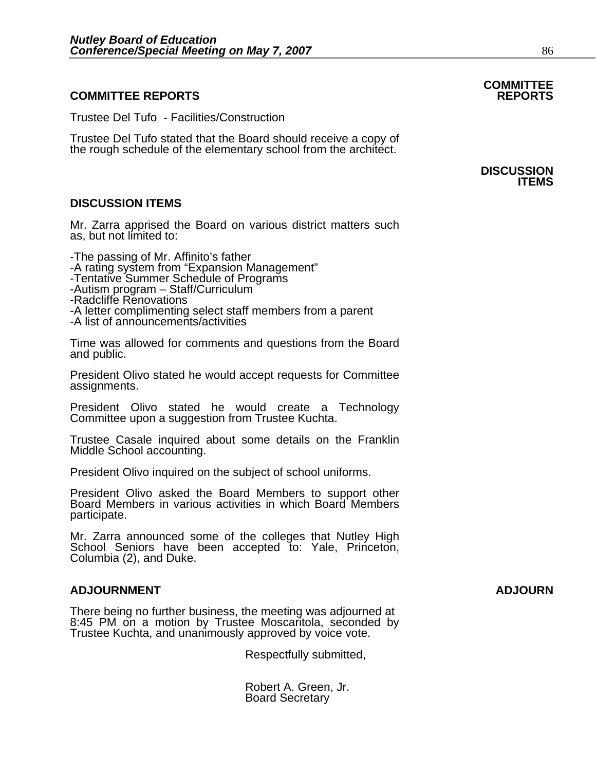## COMMITTEE REPORTS

Trustee Del Tufo - Facilities/Construction

Trustee Del Tufo stated that the Board should receive a copy of the rough schedule of the elementary school from the architect.

## DISCUSSION ITEMS

Mr. Zarra apprised the Board on various district matters such as, but not limited to:

- The passing of Mr. Affinito's father
- A rating system from "Expansion Management"
- Tentative Summer Schedule of Programs
- Autism program – Staff/Curriculum
- Radcliffe Renovations
- A letter complimenting select staff members from a parent
- A list of announcements/activities

Time was allowed for comments and questions from the Board and public.

President Olivo stated he would accept requests for Committee assignments.

President Olivo stated he would create a Technology Committee upon a suggestion from Trustee Kuchta.

Trustee Casale inquired about some details on the Franklin Middle School accounting.

President Olivo inquired on the subject of school uniforms.

President Olivo asked the Board Members to support other Board Members in various activities in which Board Members participate.

Mr. Zarra announced some of the colleges that Nutley High School Seniors have been accepted to: Yale, Princeton, Columbia (2), and Duke.

## ADJOURNMENT

There being no further business, the meeting was adjourned at 8:45 PM on a motion by Trustee Moscaritola, seconded by Trustee Kuchta, and unanimously approved by voice vote.

Respectfully submitted,

Robert A. Green, Jr.
Board Secretary